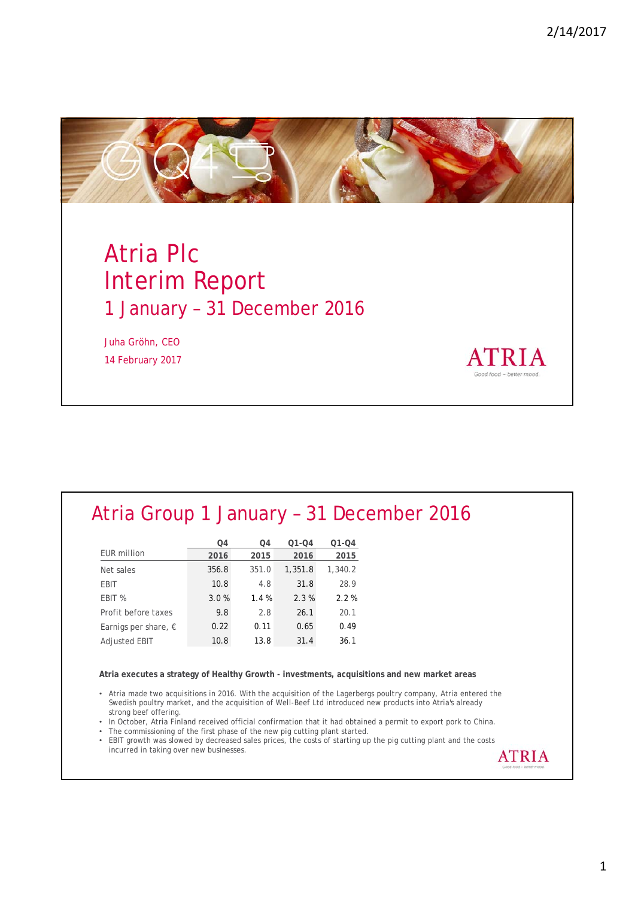# Atria Plc
# Interim Report
## 1 January – 31 December 2016

Juha Gröhn, CEO

14 February 2017

ATRIA

Good food – better mood.

## Atria Group 1 January – 31 December 2016

| EUR million | Q4 2016 | Q4 2015 | Q1-Q4 2016 | Q1-Q4 2015 |
|---|---|---|---|---|
| Net sales | 356.8 | 351.0 | 1,351.8 | 1,340.2 |
| EBIT | 10.8 | 4.8 | 31.8 | 28.9 |
| EBIT % | 3.0 % | 1.4 % | 2.3 % | 2.2 % |
| Profit before taxes | 9.8 | 2.8 | 26.1 | 20.1 |
| Earnigs per share, € | 0.22 | 0.11 | 0.65 | 0.49 |
| Adjusted EBIT | 10.8 | 13.8 | 31.4 | 36.1 |

**Atria executes a strategy of Healthy Growth - investments, acquisitions and new market areas**

- Atria made two acquisitions in 2016. With the acquisition of the Lagerbergs poultry company, Atria entered the Swedish poultry market, and the acquisition of Well-Beef Ltd introduced new products into Atria's already strong beef offering.
- In October, Atria Finland received official confirmation that it had obtained a permit to export pork to China.
- The commissioning of the first phase of the new pig cutting plant started.
- EBIT growth was slowed by decreased sales prices, the costs of starting up the pig cutting plant and the costs incurred in taking over new businesses.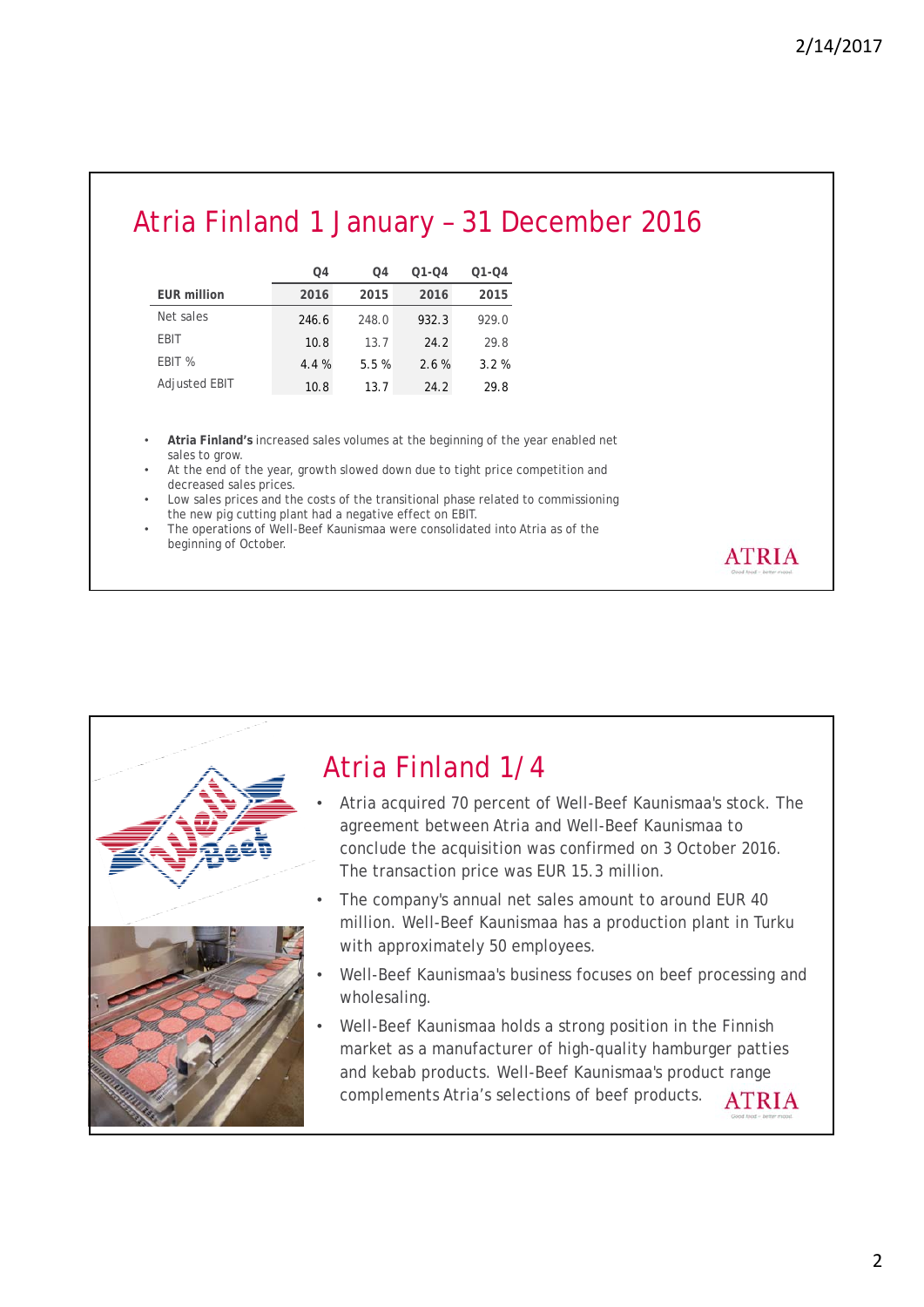# Atria Finland 1 January – 31 December 2016

| EUR million | Q4 2016 | Q4 2015 | Q1-Q4 2016 | Q1-Q4 2015 |
|---|---|---|---|---|
| Net sales | 246.6 | 248.0 | 932.3 | 929.0 |
| EBIT | 10.8 | 13.7 | 24.2 | 29.8 |
| EBIT % | 4.4 % | 5.5 % | 2.6 % | 3.2 % |
| Adjusted EBIT | 10.8 | 13.7 | 24.2 | 29.8 |

- **Atria Finland's** increased sales volumes at the beginning of the year enabled net sales to grow.
- At the end of the year, growth slowed down due to tight price competition and decreased sales prices.
- Low sales prices and the costs of the transitional phase related to commissioning the new pig cutting plant had a negative effect on EBIT.
- The operations of Well-Beef Kaunismaa were consolidated into Atria as of the beginning of October.

# Atria Finland 1/4

- Atria acquired 70 percent of Well-Beef Kaunismaa's stock. The agreement between Atria and Well-Beef Kaunismaa to conclude the acquisition was confirmed on 3 October 2016. The transaction price was EUR 15.3 million.
- The company's annual net sales amount to around EUR 40 million. Well-Beef Kaunismaa has a production plant in Turku with approximately 50 employees.
- Well-Beef Kaunismaa's business focuses on beef processing and wholesaling.
- Well-Beef Kaunismaa holds a strong position in the Finnish market as a manufacturer of high-quality hamburger patties and kebab products. Well-Beef Kaunismaa's product range complements Atria's selections of beef products.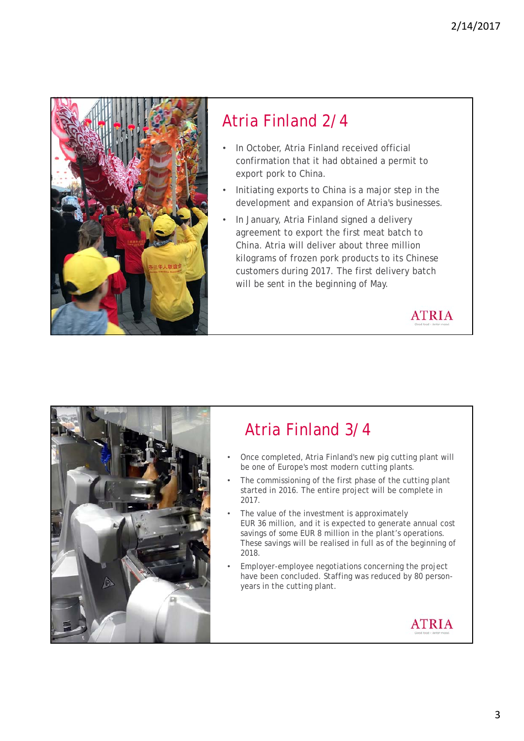## Atria Finland 2/4

- In October, Atria Finland received official confirmation that it had obtained a permit to export pork to China.
- Initiating exports to China is a major step in the development and expansion of Atria's businesses.
- In January, Atria Finland signed a delivery agreement to export the first meat batch to China. Atria will deliver about three million kilograms of frozen pork products to its Chinese customers during 2017. The first delivery batch will be sent in the beginning of May.

ATRIA

## Atria Finland 3/4

- Once completed, Atria Finland's new pig cutting plant will be one of Europe's most modern cutting plants.
- The commissioning of the first phase of the cutting plant started in 2016. The entire project will be complete in 2017.
- The value of the investment is approximately EUR 36 million, and it is expected to generate annual cost savings of some EUR 8 million in the plant's operations. These savings will be realised in full as of the beginning of 2018.
- Employer-employee negotiations concerning the project have been concluded. Staffing was reduced by 80 person-years in the cutting plant.

ATRIA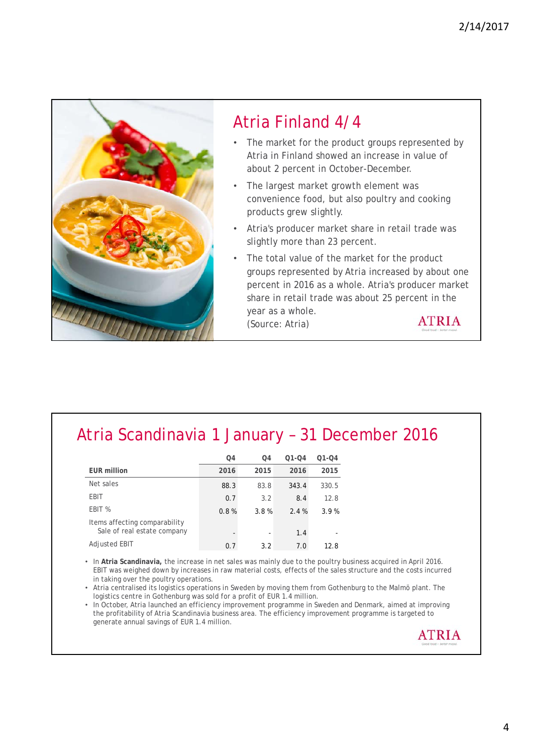## Atria Finland 4/4

- The market for the product groups represented by Atria in Finland showed an increase in value of about 2 percent in October-December.
- The largest market growth element was convenience food, but also poultry and cooking products grew slightly.
- Atria's producer market share in retail trade was slightly more than 23 percent.
- The total value of the market for the product groups represented by Atria increased by about one percent in 2016 as a whole. Atria's producer market share in retail trade was about 25 percent in the year as a whole.
(Source: Atria)

## Atria Scandinavia 1 January – 31 December 2016

| EUR million | Q4 2016 | Q4 2015 | Q1-Q4 2016 | Q1-Q4 2015 |
|---|---|---|---|---|
| Net sales | 88.3 | 83.8 | 343.4 | 330.5 |
| EBIT | 0.7 | 3.2 | 8.4 | 12.8 |
| EBIT % | 0.8 % | 3.8 % | 2.4 % | 3.9 % |
| Items affecting comparability<br>Sale of real estate company | - | - | 1.4 | - |
| Adjusted EBIT | 0.7 | 3.2 | 7.0 | 12.8 |

- In **Atria Scandinavia,** the increase in net sales was mainly due to the poultry business acquired in April 2016. EBIT was weighed down by increases in raw material costs, effects of the sales structure and the costs incurred in taking over the poultry operations.
- Atria centralised its logistics operations in Sweden by moving them from Gothenburg to the Malmö plant. The logistics centre in Gothenburg was sold for a profit of EUR 1.4 million.
- In October, Atria launched an efficiency improvement programme in Sweden and Denmark, aimed at improving the profitability of Atria Scandinavia business area. The efficiency improvement programme is targeted to generate annual savings of EUR 1.4 million.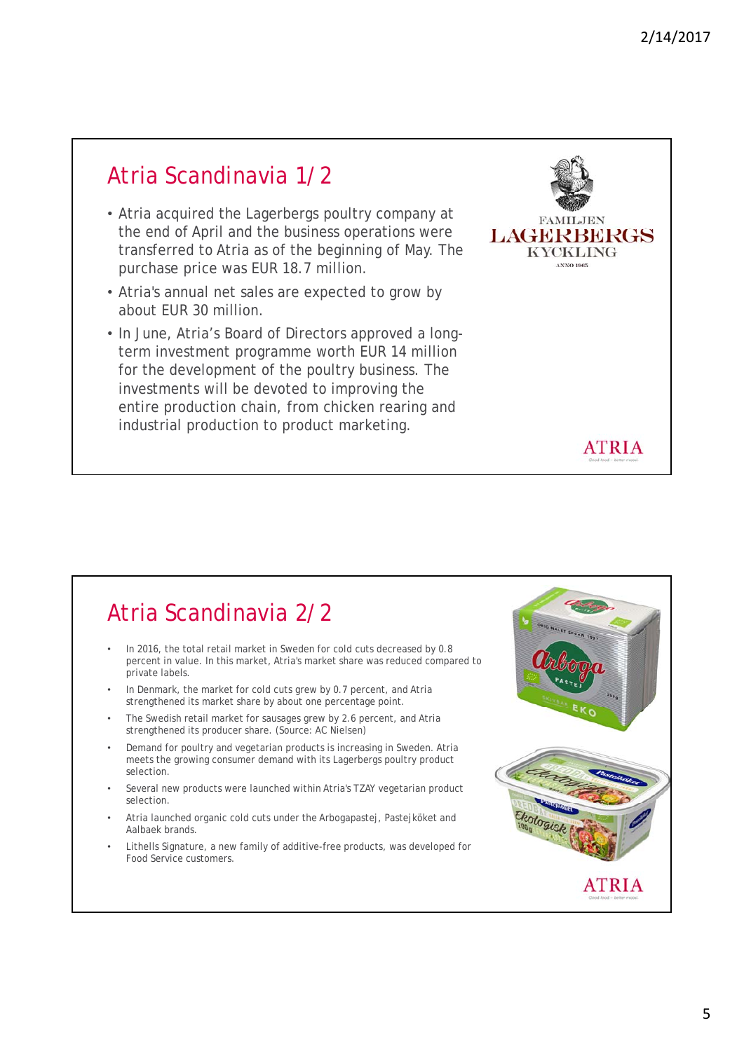## Atria Scandinavia 1/2

- Atria acquired the Lagerbergs poultry company at the end of April and the business operations were transferred to Atria as of the beginning of May. The purchase price was EUR 18.7 million.
- Atria's annual net sales are expected to grow by about EUR 30 million.
- In June, Atria's Board of Directors approved a long-term investment programme worth EUR 14 million for the development of the poultry business. The investments will be devoted to improving the entire production chain, from chicken rearing and industrial production to product marketing.

## Atria Scandinavia 2/2

- In 2016, the total retail market in Sweden for cold cuts decreased by 0.8 percent in value. In this market, Atria's market share was reduced compared to private labels.
- In Denmark, the market for cold cuts grew by 0.7 percent, and Atria strengthened its market share by about one percentage point.
- The Swedish retail market for sausages grew by 2.6 percent, and Atria strengthened its producer share. (Source: AC Nielsen)
- Demand for poultry and vegetarian products is increasing in Sweden. Atria meets the growing consumer demand with its Lagerbergs poultry product selection.
- Several new products were launched within Atria's TZAY vegetarian product selection.
- Atria launched organic cold cuts under the Arbogapastej, Pastejköket and Aalbaek brands.
- Lithells Signature, a new family of additive-free products, was developed for Food Service customers.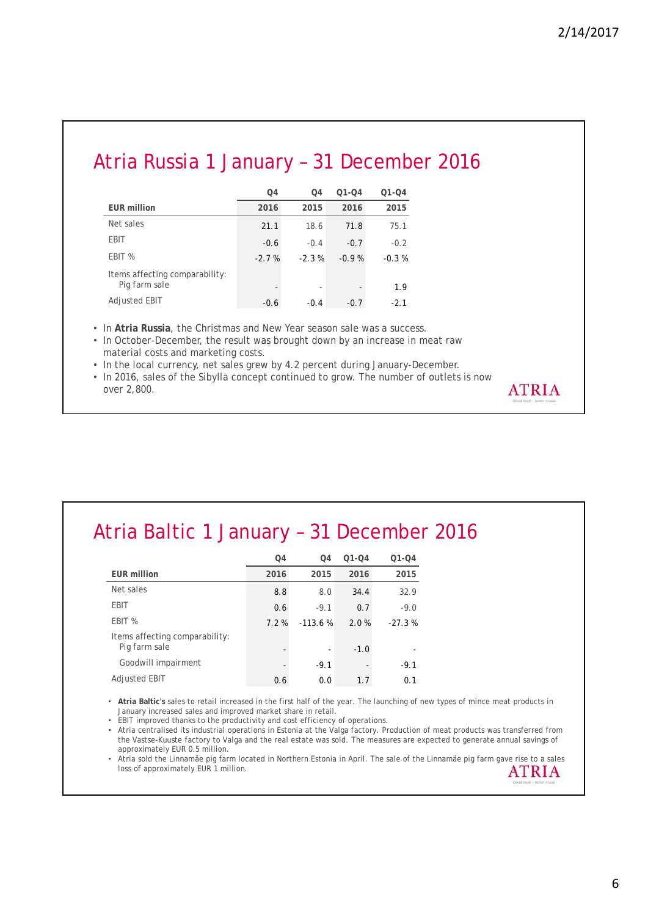# Atria Russia 1 January – 31 December 2016

| EUR million | Q4 2016 | Q4 2015 | Q1-Q4 2016 | Q1-Q4 2015 |
|---|---|---|---|---|
| Net sales | 21.1 | 18.6 | 71.8 | 75.1 |
| EBIT | -0.6 | -0.4 | -0.7 | -0.2 |
| EBIT % | -2.7 % | -2.3 % | -0.9 % | -0.3 % |
| Items affecting comparability: Pig farm sale | - | - | - | 1.9 |
| Adjusted EBIT | -0.6 | -0.4 | -0.7 | -2.1 |

- In **Atria Russia**, the Christmas and New Year season sale was a success.
- In October-December, the result was brought down by an increase in meat raw material costs and marketing costs.
- In the local currency, net sales grew by 4.2 percent during January-December.
- In 2016, sales of the Sibylla concept continued to grow. The number of outlets is now over 2,800.

# Atria Baltic 1 January – 31 December 2016

| EUR million | Q4 2016 | Q4 2015 | Q1-Q4 2016 | Q1-Q4 2015 |
|---|---|---|---|---|
| Net sales | 8.8 | 8.0 | 34.4 | 32.9 |
| EBIT | 0.6 | -9.1 | 0.7 | -9.0 |
| EBIT % | 7.2 % | -113.6 % | 2.0 % | -27.3 % |
| Items affecting comparability: Pig farm sale | - | - | -1.0 | - |
| Goodwill impairment | - | -9.1 | - | -9.1 |
| Adjusted EBIT | 0.6 | 0.0 | 1.7 | 0.1 |

- **Atria Baltic's** sales to retail increased in the first half of the year. The launching of new types of mince meat products in January increased sales and improved market share in retail.
- EBIT improved thanks to the productivity and cost efficiency of operations.
- Atria centralised its industrial operations in Estonia at the Valga factory. Production of meat products was transferred from the Vastse-Kuuste factory to Valga and the real estate was sold. The measures are expected to generate annual savings of approximately EUR 0.5 million.
- Atria sold the Linnamäe pig farm located in Northern Estonia in April. The sale of the Linnamäe pig farm gave rise to a sales loss of approximately EUR 1 million.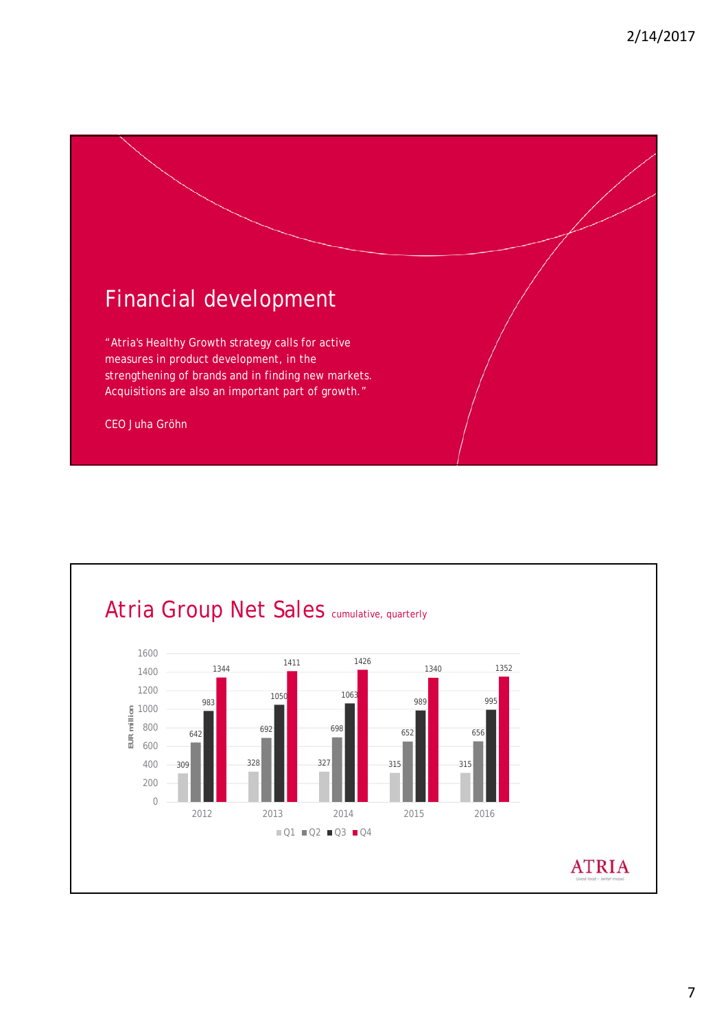# Financial development

"Atria's Healthy Growth strategy calls for active measures in product development, in the strengthening of brands and in finding new markets. Acquisitions are also an important part of growth."

CEO Juha Gröhn

## Atria Group Net Sales cumulative, quarterly

EUR million

| | Q1 | Q2 | Q3 | Q4 |
|---|---|---|---|---|
| 2012 | 309 | 642 | 983 | 1344 |
| 2013 | 328 | 692 | 1050 | 1411 |
| 2014 | 327 | 698 | 1063 | 1426 |
| 2015 | 315 | 652 | 989 | 1340 |
| 2016 | 315 | 656 | 995 | 1352 |

ATRIA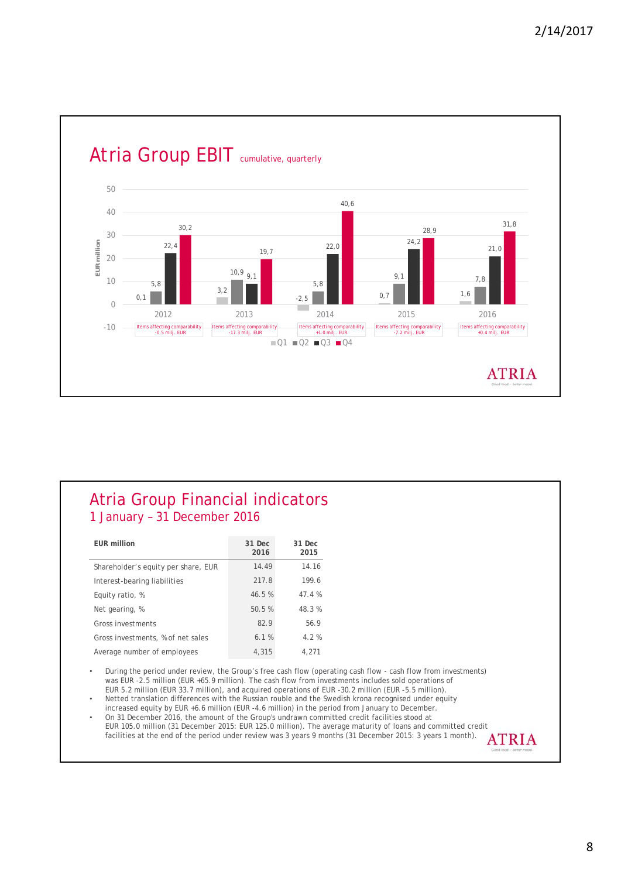## Atria Group EBIT cumulative, quarterly

| EUR million | 2012 | 2013 | 2014 | 2015 | 2016 |
|---|---|---|---|---|---|
| Q1 | 0,1 | 3,2 | -2,5 | 0,7 | 1,6 |
| Q2 | 5,8 | 10,9 | 5,8 | 9,1 | 7,8 |
| Q3 | 22,4 | 9,1 | 22,0 | 24,2 | 21,0 |
| Q4 | 30,2 | 19,7 | 40,6 | 28,9 | 31,8 |
| Items affecting comparability | -0.5 milj. EUR | -17.3 milj. EUR | +1.0 milj. EUR | -7.2 milj. EUR | +0.4 milj. EUR |

ATRIA

## Atria Group Financial indicators

### 1 January – 31 December 2016

| EUR million | 31 Dec 2016 | 31 Dec 2015 |
|---|---|---|
| Shareholder's equity per share, EUR | 14.49 | 14.16 |
| Interest-bearing liabilities | 217.8 | 199.6 |
| Equity ratio, % | 46.5 % | 47.4 % |
| Net gearing, % | 50.5 % | 48.3 % |
| Gross investments | 82.9 | 56.9 |
| Gross investments, % of net sales | 6.1 % | 4.2 % |
| Average number of employees | 4,315 | 4,271 |

- During the period under review, the Group's free cash flow (operating cash flow - cash flow from investments) was EUR -2.5 million (EUR +65.9 million). The cash flow from investments includes sold operations of EUR 5.2 million (EUR 33.7 million), and acquired operations of EUR -30.2 million (EUR -5.5 million).
- Netted translation differences with the Russian rouble and the Swedish krona recognised under equity increased equity by EUR +6.6 million (EUR -4.6 million) in the period from January to December.
- On 31 December 2016, the amount of the Group's undrawn committed credit facilities stood at EUR 105.0 million (31 December 2015: EUR 125.0 million). The average maturity of loans and committed credit facilities at the end of the period under review was 3 years 9 months (31 December 2015: 3 years 1 month).

ATRIA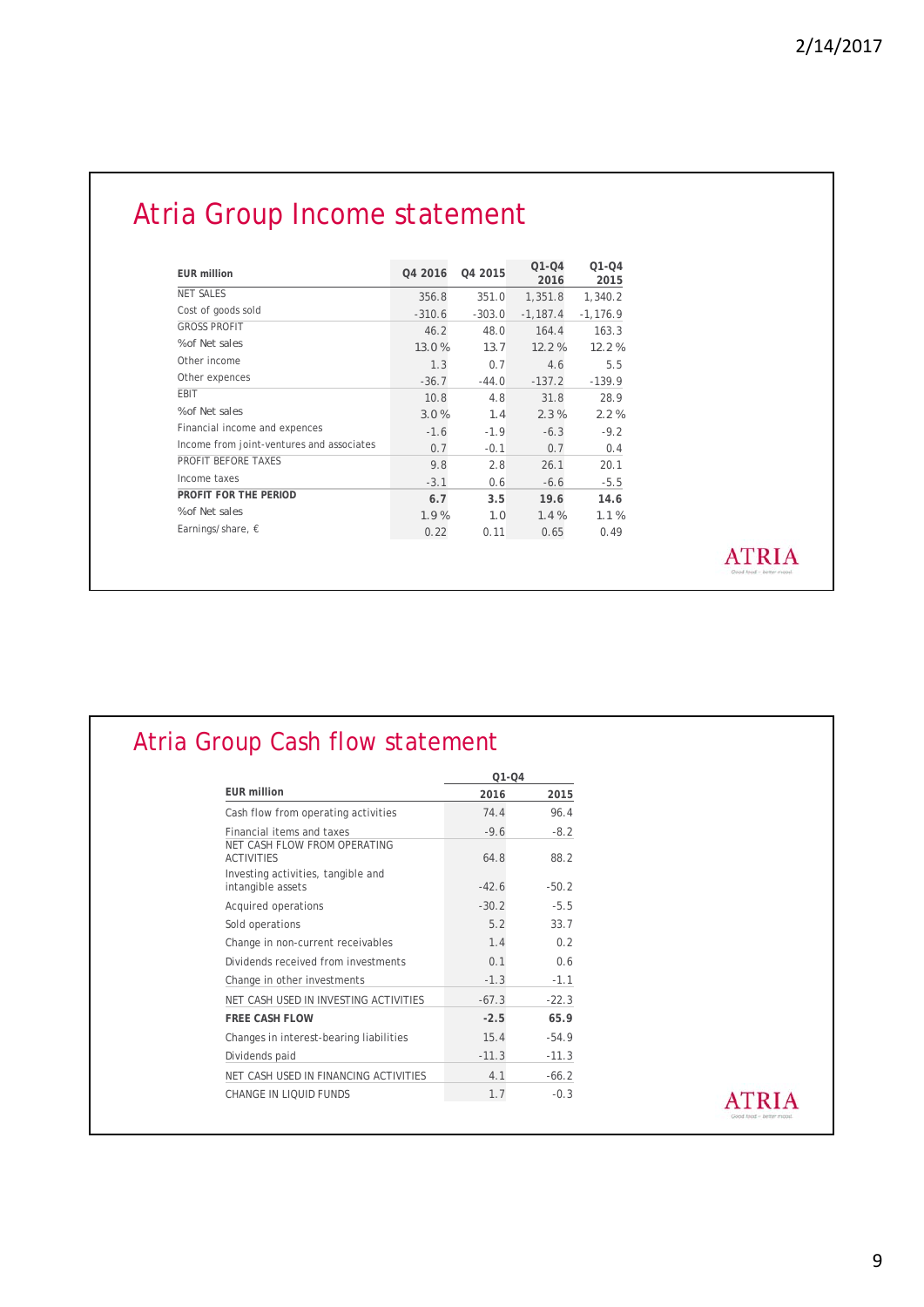# Atria Group Income statement

| EUR million | Q4 2016 | Q4 2015 | Q1-Q4 2016 | Q1-Q4 2015 |
|---|---|---|---|---|
| NET SALES | 356.8 | 351.0 | 1,351.8 | 1,340.2 |
| Cost of goods sold | -310.6 | -303.0 | -1,187.4 | -1,176.9 |
| GROSS PROFIT | 46.2 | 48.0 | 164.4 | 163.3 |
| %of Net sales | 13.0 % | 13.7 | 12.2 % | 12.2 % |
| Other income | 1.3 | 0.7 | 4.6 | 5.5 |
| Other expences | -36.7 | -44.0 | -137.2 | -139.9 |
| EBIT | 10.8 | 4.8 | 31.8 | 28.9 |
| %of Net sales | 3.0 % | 1.4 | 2.3 % | 2.2 % |
| Financial income and expences | -1.6 | -1.9 | -6.3 | -9.2 |
| Income from joint-ventures and associates | 0.7 | -0.1 | 0.7 | 0.4 |
| PROFIT BEFORE TAXES | 9.8 | 2.8 | 26.1 | 20.1 |
| Income taxes | -3.1 | 0.6 | -6.6 | -5.5 |
| **PROFIT FOR THE PERIOD** | **6.7** | **3.5** | **19.6** | **14.6** |
| %of Net sales | 1.9 % | 1.0 | 1.4 % | 1.1 % |
| Earnings/share, € | 0.22 | 0.11 | 0.65 | 0.49 |

ATRIA

# Atria Group Cash flow statement

| | Q1-Q4 | |
|---|---|---|
| **EUR million** | **2016** | **2015** |
| Cash flow from operating activities | 74.4 | 96.4 |
| Financial items and taxes | -9.6 | -8.2 |
| NET CASH FLOW FROM OPERATING ACTIVITIES | 64.8 | 88.2 |
| Investing activities, tangible and intangible assets | -42.6 | -50.2 |
| Acquired operations | -30.2 | -5.5 |
| Sold operations | 5.2 | 33.7 |
| Change in non-current receivables | 1.4 | 0.2 |
| Dividends received from investments | 0.1 | 0.6 |
| Change in other investments | -1.3 | -1.1 |
| NET CASH USED IN INVESTING ACTIVITIES | -67.3 | -22.3 |
| **FREE CASH FLOW** | **-2.5** | **65.9** |
| Changes in interest-bearing liabilities | 15.4 | -54.9 |
| Dividends paid | -11.3 | -11.3 |
| NET CASH USED IN FINANCING ACTIVITIES | 4.1 | -66.2 |
| CHANGE IN LIQUID FUNDS | 1.7 | -0.3 |

ATRIA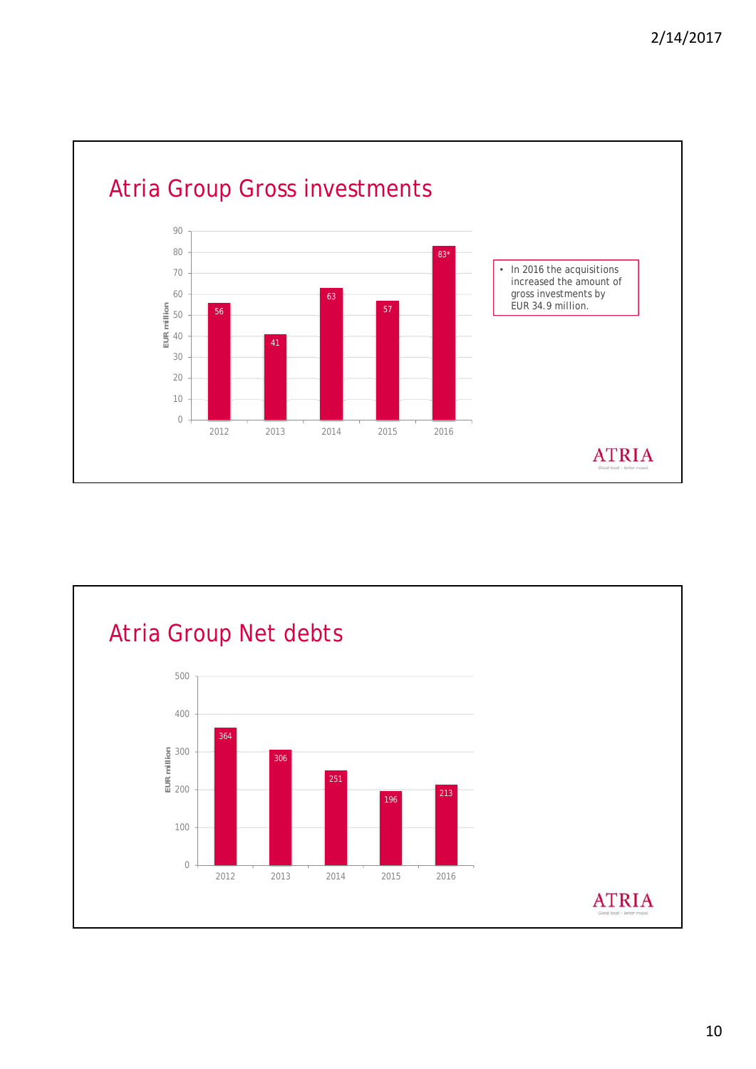## Atria Group Gross investments

| Year | EUR million |
|---|---|
| 2012 | 56 |
| 2013 | 41 |
| 2014 | 63 |
| 2015 | 57 |
| 2016 | 83* |

- In 2016 the acquisitions increased the amount of gross investments by EUR 34.9 million.

ATRIA

## Atria Group Net debts

| Year | EUR million |
|---|---|
| 2012 | 364 |
| 2013 | 306 |
| 2014 | 251 |
| 2015 | 196 |
| 2016 | 213 |

ATRIA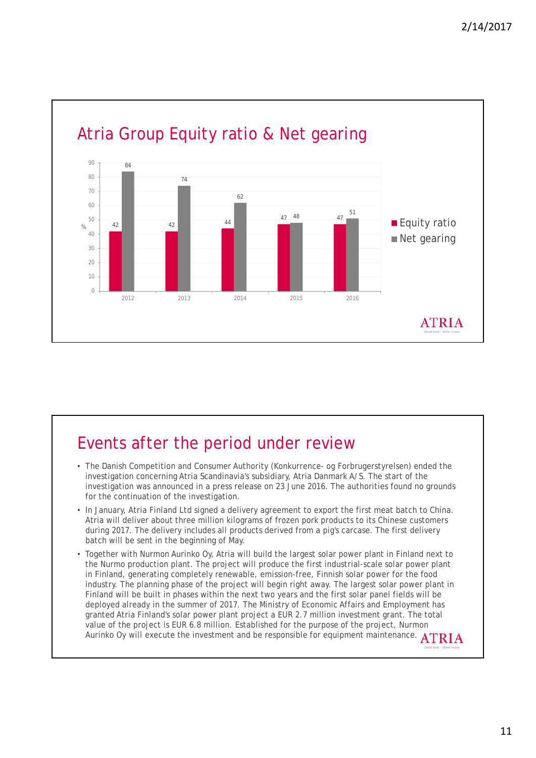## Atria Group Equity ratio & Net gearing

| % | 2012 | 2013 | 2014 | 2015 | 2016 |
|---|---|---|---|---|---|
| Equity ratio | 42 | 42 | 44 | 47 | 47 |
| Net gearing | 84 | 74 | 62 | 48 | 51 |

## Events after the period under review

- The Danish Competition and Consumer Authority (Konkurrence- og Forbrugerstyrelsen) ended the investigation concerning Atria Scandinavia's subsidiary, Atria Danmark A/S. The start of the investigation was announced in a press release on 23 June 2016. The authorities found no grounds for the continuation of the investigation.
- In January, Atria Finland Ltd signed a delivery agreement to export the first meat batch to China. Atria will deliver about three million kilograms of frozen pork products to its Chinese customers during 2017. The delivery includes all products derived from a pig's carcase. The first delivery batch will be sent in the beginning of May.
- Together with Nurmon Aurinko Oy, Atria will build the largest solar power plant in Finland next to the Nurmo production plant. The project will produce the first industrial-scale solar power plant in Finland, generating completely renewable, emission-free, Finnish solar power for the food industry. The planning phase of the project will begin right away. The largest solar power plant in Finland will be built in phases within the next two years and the first solar panel fields will be deployed already in the summer of 2017. The Ministry of Economic Affairs and Employment has granted Atria Finland's solar power plant project a EUR 2.7 million investment grant. The total value of the project is EUR 6.8 million. Established for the purpose of the project, Nurmon Aurinko Oy will execute the investment and be responsible for equipment maintenance.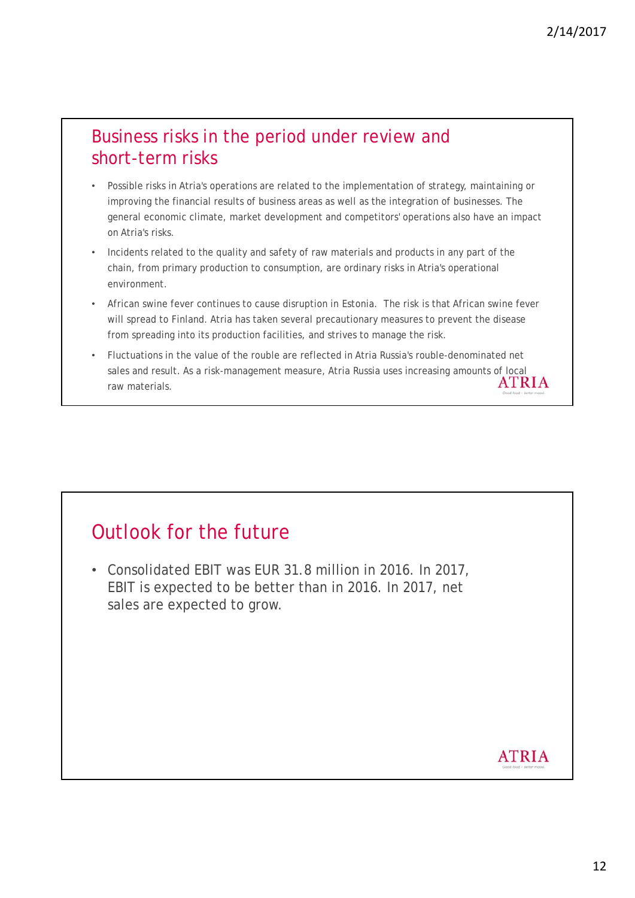## Business risks in the period under review and short-term risks

- Possible risks in Atria's operations are related to the implementation of strategy, maintaining or improving the financial results of business areas as well as the integration of businesses. The general economic climate, market development and competitors' operations also have an impact on Atria's risks.
- Incidents related to the quality and safety of raw materials and products in any part of the chain, from primary production to consumption, are ordinary risks in Atria's operational environment.
- African swine fever continues to cause disruption in Estonia. The risk is that African swine fever will spread to Finland. Atria has taken several precautionary measures to prevent the disease from spreading into its production facilities, and strives to manage the risk.
- Fluctuations in the value of the rouble are reflected in Atria Russia's rouble-denominated net sales and result. As a risk-management measure, Atria Russia uses increasing amounts of local raw materials.

## Outlook for the future

- Consolidated EBIT was EUR 31.8 million in 2016. In 2017, EBIT is expected to be better than in 2016. In 2017, net sales are expected to grow.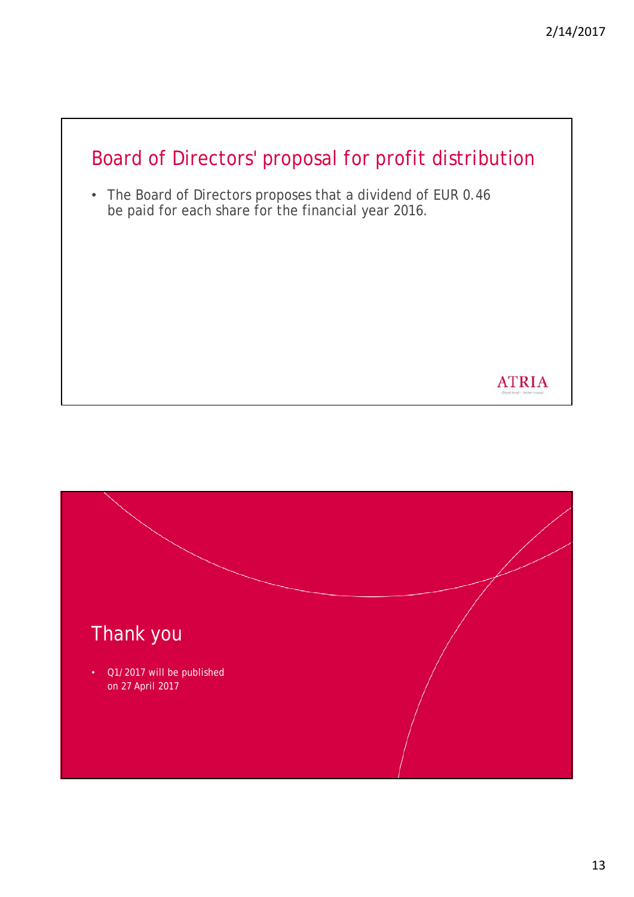## Board of Directors' proposal for profit distribution

- The Board of Directors proposes that a dividend of EUR 0.46 be paid for each share for the financial year 2016.

ATRIA

## Thank you

- Q1/2017 will be published on 27 April 2017